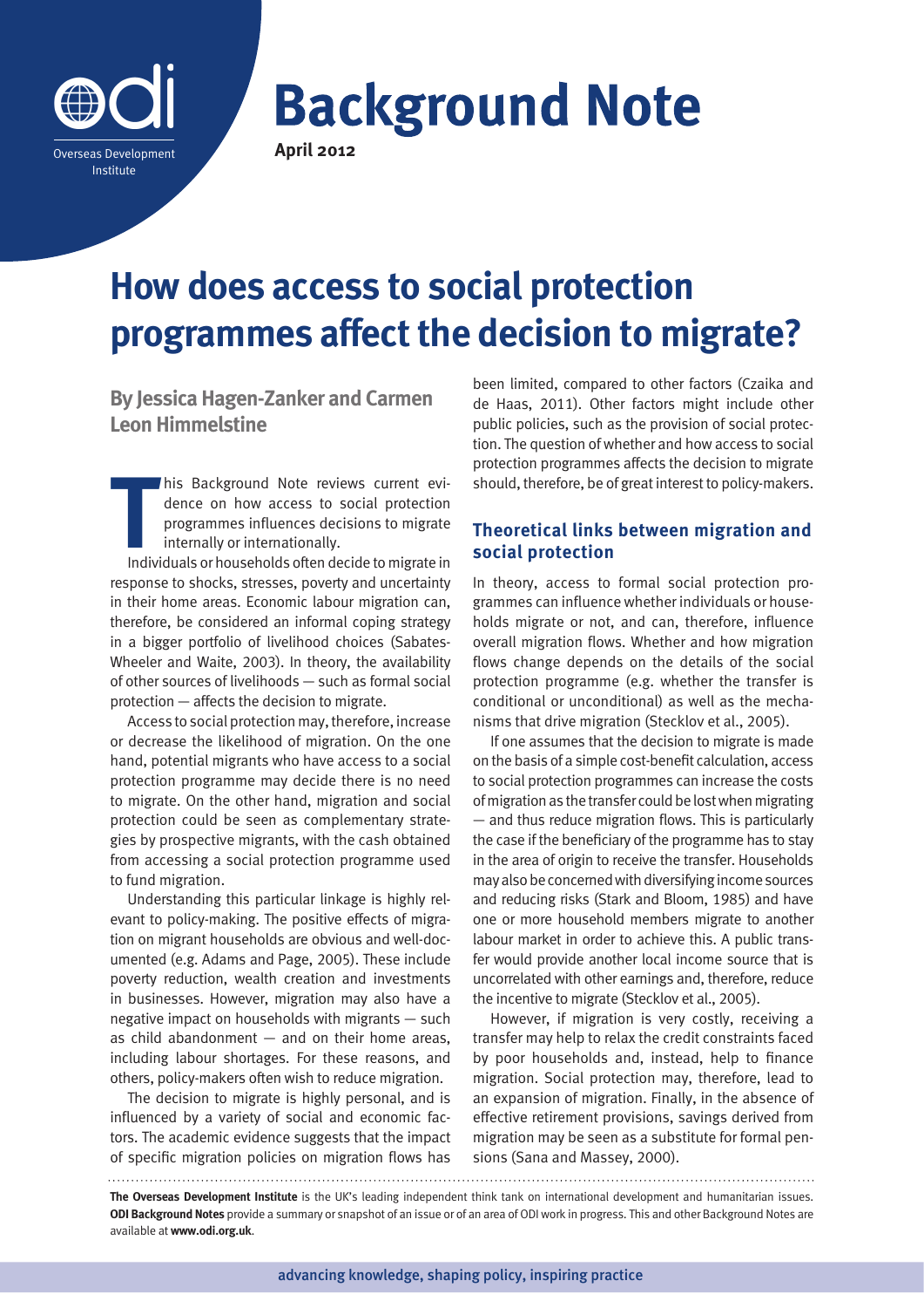# Background Note

**April 2012**

# How does access to social protection programmes affect the decision to migrate?

**By Jessica Hagen-Zanker and Carmen Leon Himmelstine**

This Background Note reviews current evidence on how access to social protection programmes influences decisions to migrate internally or internationally.

Individuals or households often decide to migrate in response to shocks, stresses, poverty and uncertainty in their home areas. Economic labour migration can, therefore, be considered an informal coping strategy in a bigger portfolio of livelihood choices (Sabates-Wheeler and Waite, 2003). In theory, the availability of other sources of livelihoods — such as formal social protection — affects the decision to migrate.

Access to social protection may, therefore, increase or decrease the likelihood of migration. On the one hand, potential migrants who have access to a social protection programme may decide there is no need to migrate. On the other hand, migration and social protection could be seen as complementary strategies by prospective migrants, with the cash obtained from accessing a social protection programme used to fund migration.

Understanding this particular linkage is highly relevant to policy-making. The positive effects of migration on migrant households are obvious and well-documented (e.g. Adams and Page, 2005). These include poverty reduction, wealth creation and investments in businesses. However, migration may also have a negative impact on households with migrants — such as child abandonment — and on their home areas, including labour shortages. For these reasons, and others, policy-makers often wish to reduce migration.

The decision to migrate is highly personal, and is influenced by a variety of social and economic factors. The academic evidence suggests that the impact of specific migration policies on migration flows has been limited, compared to other factors (Czaika and de Haas, 2011). Other factors might include other public policies, such as the provision of social protection. The question of whether and how access to social protection programmes affects the decision to migrate should, therefore, be of great interest to policy-makers.

## Theoretical links between migration and social protection

In theory, access to formal social protection programmes can influence whether individuals or households migrate or not, and can, therefore, influence overall migration flows. Whether and how migration flows change depends on the details of the social protection programme (e.g. whether the transfer is conditional or unconditional) as well as the mechanisms that drive migration (Stecklov et al., 2005).

If one assumes that the decision to migrate is made on the basis of a simple cost-benefit calculation, access to social protection programmes can increase the costs of migration as the transfer could be lost when migrating — and thus reduce migration flows. This is particularly the case if the beneficiary of the programme has to stay in the area of origin to receive the transfer. Households may also be concerned with diversifying income sources and reducing risks (Stark and Bloom, 1985) and have one or more household members migrate to another labour market in order to achieve this. A public transfer would provide another local income source that is uncorrelated with other earnings and, therefore, reduce the incentive to migrate (Stecklov et al., 2005).

However, if migration is very costly, receiving a transfer may help to relax the credit constraints faced by poor households and, instead, help to finance migration. Social protection may, therefore, lead to an expansion of migration. Finally, in the absence of effective retirement provisions, savings derived from migration may be seen as a substitute for formal pensions (Sana and Massey, 2000).

**The Overseas Development Institute** is the UK's leading independent think tank on international development and humanitarian issues. **ODI Background Notes** provide a summary or snapshot of an issue or of an area of ODI work in progress. This and other Background Notes are available at **www.odi.org.uk**.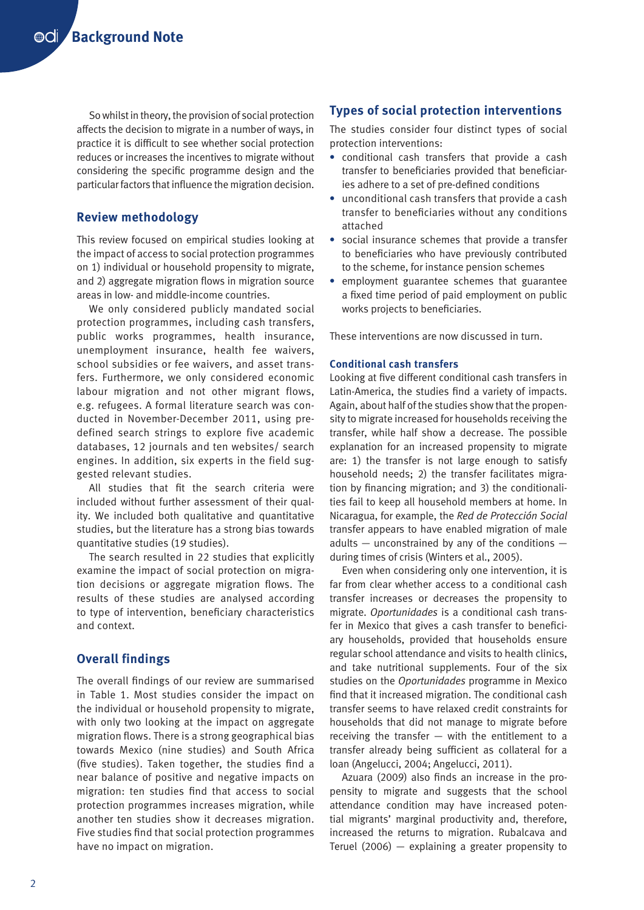So whilst in theory, the provision of social protection affects the decision to migrate in a number of ways, in practice it is difficult to see whether social protection reduces or increases the incentives to migrate without considering the specific programme design and the particular factors that influence the migration decision.

## Review methodology

This review focused on empirical studies looking at the impact of access to social protection programmes on 1) individual or household propensity to migrate, and 2) aggregate migration flows in migration source areas in low- and middle-income countries.

We only considered publicly mandated social protection programmes, including cash transfers, public works programmes, health insurance, unemployment insurance, health fee waivers, school subsidies or fee waivers, and asset transfers. Furthermore, we only considered economic labour migration and not other migrant flows, e.g. refugees. A formal literature search was conducted in November-December 2011, using predefined search strings to explore five academic databases, 12 journals and ten websites/ search engines. In addition, six experts in the field suggested relevant studies.

All studies that fit the search criteria were included without further assessment of their quality. We included both qualitative and quantitative studies, but the literature has a strong bias towards quantitative studies (19 studies).

The search resulted in 22 studies that explicitly examine the impact of social protection on migration decisions or aggregate migration flows. The results of these studies are analysed according to type of intervention, beneficiary characteristics and context.

## Overall findings

The overall findings of our review are summarised in Table 1. Most studies consider the impact on the individual or household propensity to migrate, with only two looking at the impact on aggregate migration flows. There is a strong geographical bias towards Mexico (nine studies) and South Africa (five studies). Taken together, the studies find a near balance of positive and negative impacts on migration: ten studies find that access to social protection programmes increases migration, while another ten studies show it decreases migration. Five studies find that social protection programmes have no impact on migration.

## Types of social protection interventions

The studies consider four distinct types of social protection interventions:

- conditional cash transfers that provide a cash transfer to beneficiaries provided that beneficiaries adhere to a set of pre-defined conditions
- unconditional cash transfers that provide a cash transfer to beneficiaries without any conditions attached
- social insurance schemes that provide a transfer to beneficiaries who have previously contributed to the scheme, for instance pension schemes
- employment guarantee schemes that guarantee a fixed time period of paid employment on public works projects to beneficiaries.

These interventions are now discussed in turn.

### Conditional cash transfers

Looking at five different conditional cash transfers in Latin-America, the studies find a variety of impacts. Again, about half of the studies show that the propensity to migrate increased for households receiving the transfer, while half show a decrease. The possible explanation for an increased propensity to migrate are: 1) the transfer is not large enough to satisfy household needs; 2) the transfer facilitates migration by financing migration; and 3) the conditionalities fail to keep all household members at home. In Nicaragua, for example, the *Red de Protección Social* transfer appears to have enabled migration of male adults — unconstrained by any of the conditions — during times of crisis (Winters et al., 2005).

Even when considering only one intervention, it is far from clear whether access to a conditional cash transfer increases or decreases the propensity to migrate. *Oportunidades* is a conditional cash transfer in Mexico that gives a cash transfer to beneficiary households, provided that households ensure regular school attendance and visits to health clinics, and take nutritional supplements. Four of the six studies on the *Oportunidades* programme in Mexico find that it increased migration. The conditional cash transfer seems to have relaxed credit constraints for households that did not manage to migrate before receiving the transfer — with the entitlement to a transfer already being sufficient as collateral for a loan (Angelucci, 2004; Angelucci, 2011).

Azuara (2009) also finds an increase in the propensity to migrate and suggests that the school attendance condition may have increased potential migrants' marginal productivity and, therefore, increased the returns to migration. Rubalcava and Teruel (2006) — explaining a greater propensity to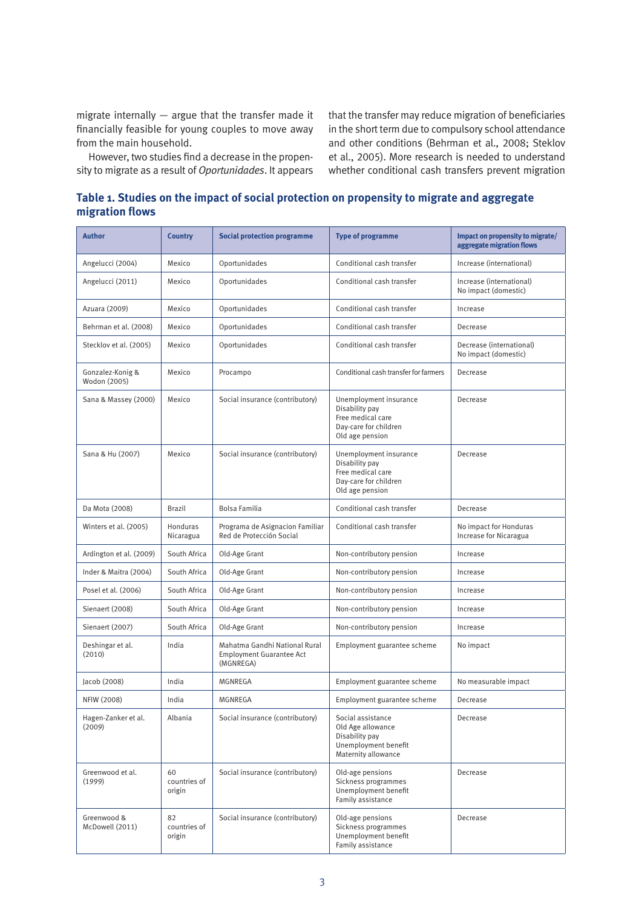migrate internally — argue that the transfer made it financially feasible for young couples to move away from the main household.

However, two studies find a decrease in the propensity to migrate as a result of *Oportunidades*. It appears that the transfer may reduce migration of beneficiaries in the short term due to compulsory school attendance and other conditions (Behrman et al., 2008; Steklov et al., 2005). More research is needed to understand whether conditional cash transfers prevent migration

## Table 1. Studies on the impact of social protection on propensity to migrate and aggregate migration flows

| Author | Country | Social protection programme | Type of programme | Impact on propensity to migrate/ aggregate migration flows |
|---|---|---|---|---|
| Angelucci (2004) | Mexico | Oportunidades | Conditional cash transfer | Increase (international) |
| Angelucci (2011) | Mexico | Oportunidades | Conditional cash transfer | Increase (international)<br>No impact (domestic) |
| Azuara (2009) | Mexico | Oportunidades | Conditional cash transfer | Increase |
| Behrman et al. (2008) | Mexico | Oportunidades | Conditional cash transfer | Decrease |
| Stecklov et al. (2005) | Mexico | Oportunidades | Conditional cash transfer | Decrease (international)<br>No impact (domestic) |
| Gonzalez-Konig & Wodon (2005) | Mexico | Procampo | Conditional cash transfer for farmers | Decrease |
| Sana & Massey (2000) | Mexico | Social insurance (contributory) | Unemployment insurance<br>Disability pay<br>Free medical care<br>Day-care for children<br>Old age pension | Decrease |
| Sana & Hu (2007) | Mexico | Social insurance (contributory) | Unemployment insurance<br>Disability pay<br>Free medical care<br>Day-care for children<br>Old age pension | Decrease |
| Da Mota (2008) | Brazil | Bolsa Familia | Conditional cash transfer | Decrease |
| Winters et al. (2005) | Honduras<br>Nicaragua | Programa de Asignacion Familiar<br>Red de Protección Social | Conditional cash transfer | No impact for Honduras<br>Increase for Nicaragua |
| Ardington et al. (2009) | South Africa | Old-Age Grant | Non-contributory pension | Increase |
| Inder & Maitra (2004) | South Africa | Old-Age Grant | Non-contributory pension | Increase |
| Posel et al. (2006) | South Africa | Old-Age Grant | Non-contributory pension | Increase |
| Sienaert (2008) | South Africa | Old-Age Grant | Non-contributory pension | Increase |
| Sienaert (2007) | South Africa | Old-Age Grant | Non-contributory pension | Increase |
| Deshingar et al. (2010) | India | Mahatma Gandhi National Rural Employment Guarantee Act (MGNREGA) | Employment guarantee scheme | No impact |
| Jacob (2008) | India | MGNREGA | Employment guarantee scheme | No measurable impact |
| NFIW (2008) | India | MGNREGA | Employment guarantee scheme | Decrease |
| Hagen-Zanker et al. (2009) | Albania | Social insurance (contributory) | Social assistance<br>Old Age allowance<br>Disability pay<br>Unemployment benefit<br>Maternity allowance | Decrease |
| Greenwood et al. (1999) | 60 countries of origin | Social insurance (contributory) | Old-age pensions<br>Sickness programmes<br>Unemployment benefit<br>Family assistance | Decrease |
| Greenwood & McDowell (2011) | 82 countries of origin | Social insurance (contributory) | Old-age pensions<br>Sickness programmes<br>Unemployment benefit<br>Family assistance | Decrease |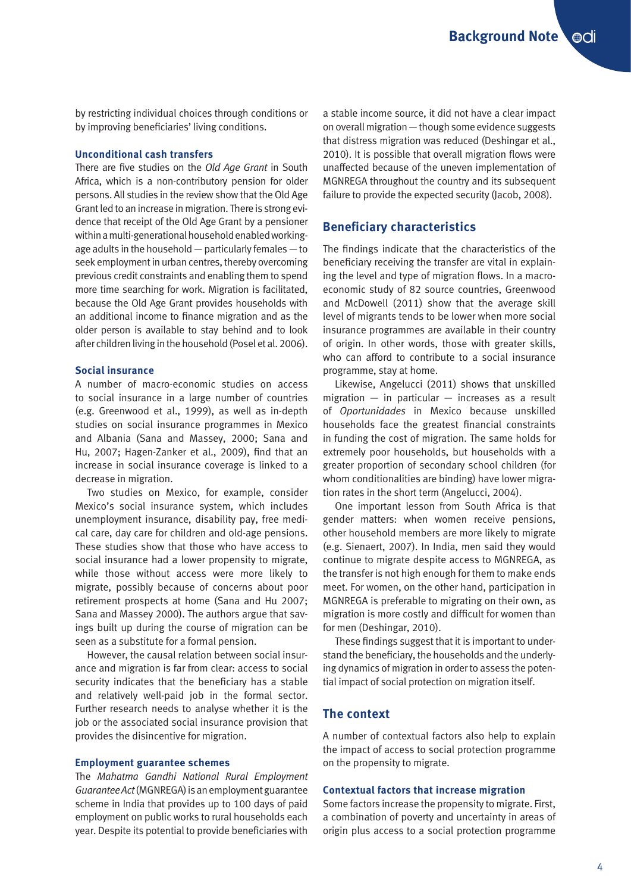by restricting individual choices through conditions or by improving beneficiaries' living conditions.

### Unconditional cash transfers

There are five studies on the *Old Age Grant* in South Africa, which is a non-contributory pension for older persons. All studies in the review show that the Old Age Grant led to an increase in migration. There is strong evidence that receipt of the Old Age Grant by a pensioner within a multi-generational household enabled working-age adults in the household — particularly females — to seek employment in urban centres, thereby overcoming previous credit constraints and enabling them to spend more time searching for work. Migration is facilitated, because the Old Age Grant provides households with an additional income to finance migration and as the older person is available to stay behind and to look after children living in the household (Posel et al. 2006).

### Social insurance

A number of macro-economic studies on access to social insurance in a large number of countries (e.g. Greenwood et al., 1999), as well as in-depth studies on social insurance programmes in Mexico and Albania (Sana and Massey, 2000; Sana and Hu, 2007; Hagen-Zanker et al., 2009), find that an increase in social insurance coverage is linked to a decrease in migration.

Two studies on Mexico, for example, consider Mexico's social insurance system, which includes unemployment insurance, disability pay, free medical care, day care for children and old-age pensions. These studies show that those who have access to social insurance had a lower propensity to migrate, while those without access were more likely to migrate, possibly because of concerns about poor retirement prospects at home (Sana and Hu 2007; Sana and Massey 2000). The authors argue that savings built up during the course of migration can be seen as a substitute for a formal pension.

However, the causal relation between social insurance and migration is far from clear: access to social security indicates that the beneficiary has a stable and relatively well-paid job in the formal sector. Further research needs to analyse whether it is the job or the associated social insurance provision that provides the disincentive for migration.

### Employment guarantee schemes

The *Mahatma Gandhi National Rural Employment Guarantee Act* (MGNREGA) is an employment guarantee scheme in India that provides up to 100 days of paid employment on public works to rural households each year. Despite its potential to provide beneficiaries with a stable income source, it did not have a clear impact on overall migration — though some evidence suggests that distress migration was reduced (Deshingar et al., 2010). It is possible that overall migration flows were unaffected because of the uneven implementation of MGNREGA throughout the country and its subsequent failure to provide the expected security (Jacob, 2008).

## Beneficiary characteristics

The findings indicate that the characteristics of the beneficiary receiving the transfer are vital in explaining the level and type of migration flows. In a macro-economic study of 82 source countries, Greenwood and McDowell (2011) show that the average skill level of migrants tends to be lower when more social insurance programmes are available in their country of origin. In other words, those with greater skills, who can afford to contribute to a social insurance programme, stay at home.

Likewise, Angelucci (2011) shows that unskilled migration — in particular — increases as a result of *Oportunidades* in Mexico because unskilled households face the greatest financial constraints in funding the cost of migration. The same holds for extremely poor households, but households with a greater proportion of secondary school children (for whom conditionalities are binding) have lower migration rates in the short term (Angelucci, 2004).

One important lesson from South Africa is that gender matters: when women receive pensions, other household members are more likely to migrate (e.g. Sienaert, 2007). In India, men said they would continue to migrate despite access to MGNREGA, as the transfer is not high enough for them to make ends meet. For women, on the other hand, participation in MGNREGA is preferable to migrating on their own, as migration is more costly and difficult for women than for men (Deshingar, 2010).

These findings suggest that it is important to understand the beneficiary, the households and the underlying dynamics of migration in order to assess the potential impact of social protection on migration itself.

## The context

A number of contextual factors also help to explain the impact of access to social protection programme on the propensity to migrate.

### Contextual factors that increase migration

Some factors increase the propensity to migrate. First, a combination of poverty and uncertainty in areas of origin plus access to a social protection programme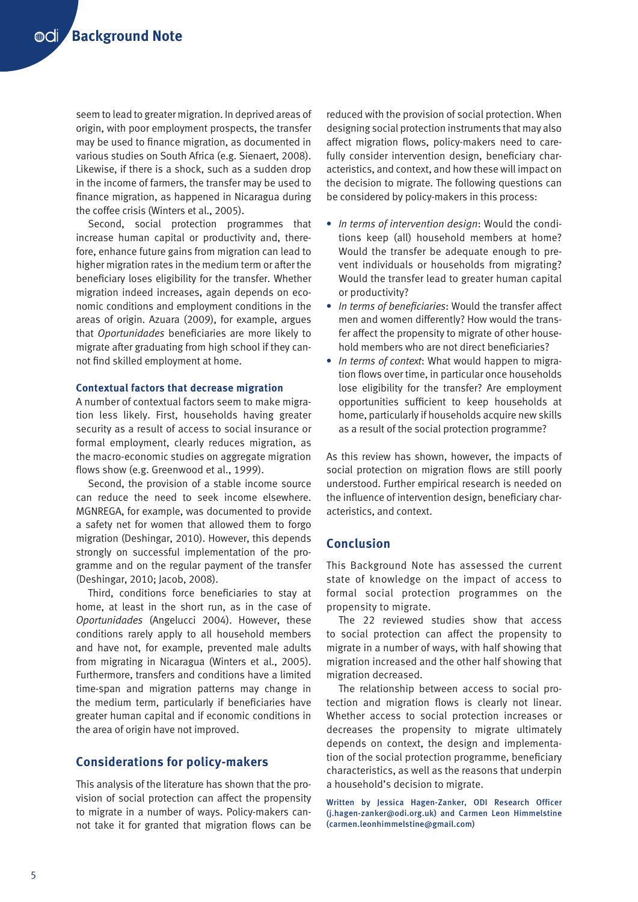seem to lead to greater migration. In deprived areas of origin, with poor employment prospects, the transfer may be used to finance migration, as documented in various studies on South Africa (e.g. Sienaert, 2008). Likewise, if there is a shock, such as a sudden drop in the income of farmers, the transfer may be used to finance migration, as happened in Nicaragua during the coffee crisis (Winters et al., 2005).

Second, social protection programmes that increase human capital or productivity and, therefore, enhance future gains from migration can lead to higher migration rates in the medium term or after the beneficiary loses eligibility for the transfer. Whether migration indeed increases, again depends on economic conditions and employment conditions in the areas of origin. Azuara (2009), for example, argues that *Oportunidades* beneficiaries are more likely to migrate after graduating from high school if they cannot find skilled employment at home.

### Contextual factors that decrease migration

A number of contextual factors seem to make migration less likely. First, households having greater security as a result of access to social insurance or formal employment, clearly reduces migration, as the macro-economic studies on aggregate migration flows show (e.g. Greenwood et al., 1999).

Second, the provision of a stable income source can reduce the need to seek income elsewhere. MGNREGA, for example, was documented to provide a safety net for women that allowed them to forgo migration (Deshingar, 2010). However, this depends strongly on successful implementation of the programme and on the regular payment of the transfer (Deshingar, 2010; Jacob, 2008).

Third, conditions force beneficiaries to stay at home, at least in the short run, as in the case of *Oportunidades* (Angelucci 2004). However, these conditions rarely apply to all household members and have not, for example, prevented male adults from migrating in Nicaragua (Winters et al., 2005). Furthermore, transfers and conditions have a limited time-span and migration patterns may change in the medium term, particularly if beneficiaries have greater human capital and if economic conditions in the area of origin have not improved.

## Considerations for policy-makers

This analysis of the literature has shown that the provision of social protection can affect the propensity to migrate in a number of ways. Policy-makers cannot take it for granted that migration flows can be reduced with the provision of social protection. When designing social protection instruments that may also affect migration flows, policy-makers need to carefully consider intervention design, beneficiary characteristics, and context, and how these will impact on the decision to migrate. The following questions can be considered by policy-makers in this process:

- *In terms of intervention design*: Would the conditions keep (all) household members at home? Would the transfer be adequate enough to prevent individuals or households from migrating? Would the transfer lead to greater human capital or productivity?
- *In terms of beneficiaries*: Would the transfer affect men and women differently? How would the transfer affect the propensity to migrate of other household members who are not direct beneficiaries?
- *In terms of context*: What would happen to migration flows over time, in particular once households lose eligibility for the transfer? Are employment opportunities sufficient to keep households at home, particularly if households acquire new skills as a result of the social protection programme?

As this review has shown, however, the impacts of social protection on migration flows are still poorly understood. Further empirical research is needed on the influence of intervention design, beneficiary characteristics, and context.

## Conclusion

This Background Note has assessed the current state of knowledge on the impact of access to formal social protection programmes on the propensity to migrate.

The 22 reviewed studies show that access to social protection can affect the propensity to migrate in a number of ways, with half showing that migration increased and the other half showing that migration decreased.

The relationship between access to social protection and migration flows is clearly not linear. Whether access to social protection increases or decreases the propensity to migrate ultimately depends on context, the design and implementation of the social protection programme, beneficiary characteristics, as well as the reasons that underpin a household's decision to migrate.

**Written by Jessica Hagen-Zanker, ODI Research Officer (j.hagen-zanker@odi.org.uk) and Carmen Leon Himmelstine (carmen.leonhimmelstine@gmail.com)**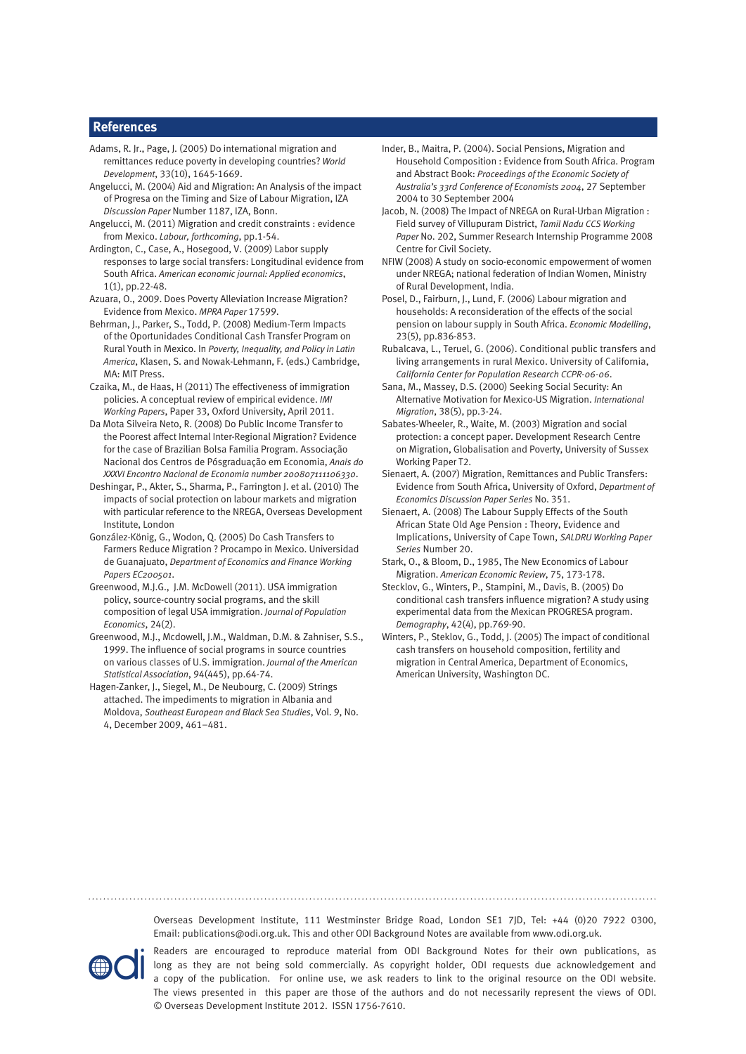## References

Adams, R. Jr., Page, J. (2005) Do international migration and remittances reduce poverty in developing countries? *World Development*, 33(10), 1645-1669.

Angelucci, M. (2004) Aid and Migration: An Analysis of the impact of Progresa on the Timing and Size of Labour Migration, IZA *Discussion Paper* Number 1187, IZA, Bonn.

Angelucci, M. (2011) Migration and credit constraints : evidence from Mexico. *Labour, forthcoming*, pp.1-54.

Ardington, C., Case, A., Hosegood, V. (2009) Labor supply responses to large social transfers: Longitudinal evidence from South Africa. *American economic journal: Applied economics*, 1(1), pp.22-48.

Azuara, O., 2009. Does Poverty Alleviation Increase Migration? Evidence from Mexico. *MPRA Paper* 17599.

Behrman, J., Parker, S., Todd, P. (2008) Medium-Term Impacts of the Oportunidades Conditional Cash Transfer Program on Rural Youth in Mexico. In *Poverty, Inequality, and Policy in Latin America*, Klasen, S. and Nowak-Lehmann, F. (eds.) Cambridge, MA: MIT Press.

Czaika, M., de Haas, H (2011) The effectiveness of immigration policies. A conceptual review of empirical evidence. *IMI Working Papers*, Paper 33, Oxford University, April 2011.

Da Mota Silveira Neto, R. (2008) Do Public Income Transfer to the Poorest affect Internal Inter-Regional Migration? Evidence for the case of Brazilian Bolsa Familia Program. Associação Nacional dos Centros de Pósgraduação em Economia, *Anais do XXXVI Encontro Nacional de Economia number 200807111106330*.

Deshingar, P., Akter, S., Sharma, P., Farrington J. et al. (2010) The impacts of social protection on labour markets and migration with particular reference to the NREGA, Overseas Development Institute, London

González-König, G., Wodon, Q. (2005) Do Cash Transfers to Farmers Reduce Migration ? Procampo in Mexico. Universidad de Guanajuato, *Department of Economics and Finance Working Papers EC200501*.

Greenwood, M.J.G., J.M. McDowell (2011). USA immigration policy, source-country social programs, and the skill composition of legal USA immigration. *Journal of Population Economics*, 24(2).

Greenwood, M.J., Mcdowell, J.M., Waldman, D.M. & Zahniser, S.S., 1999. The influence of social programs in source countries on various classes of U.S. immigration. *Journal of the American Statistical Association*, 94(445), pp.64-74.

Hagen-Zanker, J., Siegel, M., De Neubourg, C. (2009) Strings attached. The impediments to migration in Albania and Moldova, *Southeast European and Black Sea Studies*, Vol. 9, No. 4, December 2009, 461–481.

Inder, B., Maitra, P. (2004). Social Pensions, Migration and Household Composition : Evidence from South Africa. Program and Abstract Book: *Proceedings of the Economic Society of Australia's 33rd Conference of Economists 2004*, 27 September 2004 to 30 September 2004

Jacob, N. (2008) The Impact of NREGA on Rural-Urban Migration : Field survey of Villupuram District, *Tamil Nadu CCS Working Paper* No. 202, Summer Research Internship Programme 2008 Centre for Civil Society.

NFIW (2008) A study on socio-economic empowerment of women under NREGA; national federation of Indian Women, Ministry of Rural Development, India.

Posel, D., Fairburn, J., Lund, F. (2006) Labour migration and households: A reconsideration of the effects of the social pension on labour supply in South Africa. *Economic Modelling*, 23(5), pp.836-853.

Rubalcava, L., Teruel, G. (2006). Conditional public transfers and living arrangements in rural Mexico. University of California, *California Center for Population Research CCPR-06-06*.

Sana, M., Massey, D.S. (2000) Seeking Social Security: An Alternative Motivation for Mexico-US Migration. *International Migration*, 38(5), pp.3-24.

Sabates-Wheeler, R., Waite, M. (2003) Migration and social protection: a concept paper. Development Research Centre on Migration, Globalisation and Poverty, University of Sussex Working Paper T2.

Sienaert, A. (2007) Migration, Remittances and Public Transfers: Evidence from South Africa, University of Oxford, *Department of Economics Discussion Paper Series* No. 351.

Sienaert, A. (2008) The Labour Supply Effects of the South African State Old Age Pension : Theory, Evidence and Implications, University of Cape Town, *SALDRU Working Paper Series* Number 20.

Stark, O., & Bloom, D., 1985, The New Economics of Labour Migration. *American Economic Review*, 75, 173-178.

Stecklov, G., Winters, P., Stampini, M., Davis, B. (2005) Do conditional cash transfers influence migration? A study using experimental data from the Mexican PROGRESA program. *Demography*, 42(4), pp.769-90.

Winters, P., Steklov, G., Todd, J. (2005) The impact of conditional cash transfers on household composition, fertility and migration in Central America, Department of Economics, American University, Washington DC.

---

Overseas Development Institute, 111 Westminster Bridge Road, London SE1 7JD, Tel: +44 (0)20 7922 0300, Email: publications@odi.org.uk. This and other ODI Background Notes are available from www.odi.org.uk.

Readers are encouraged to reproduce material from ODI Background Notes for their own publications, as long as they are not being sold commercially. As copyright holder, ODI requests due acknowledgement and a copy of the publication. For online use, we ask readers to link to the original resource on the ODI website. The views presented in this paper are those of the authors and do not necessarily represent the views of ODI. © Overseas Development Institute 2012. ISSN 1756-7610.